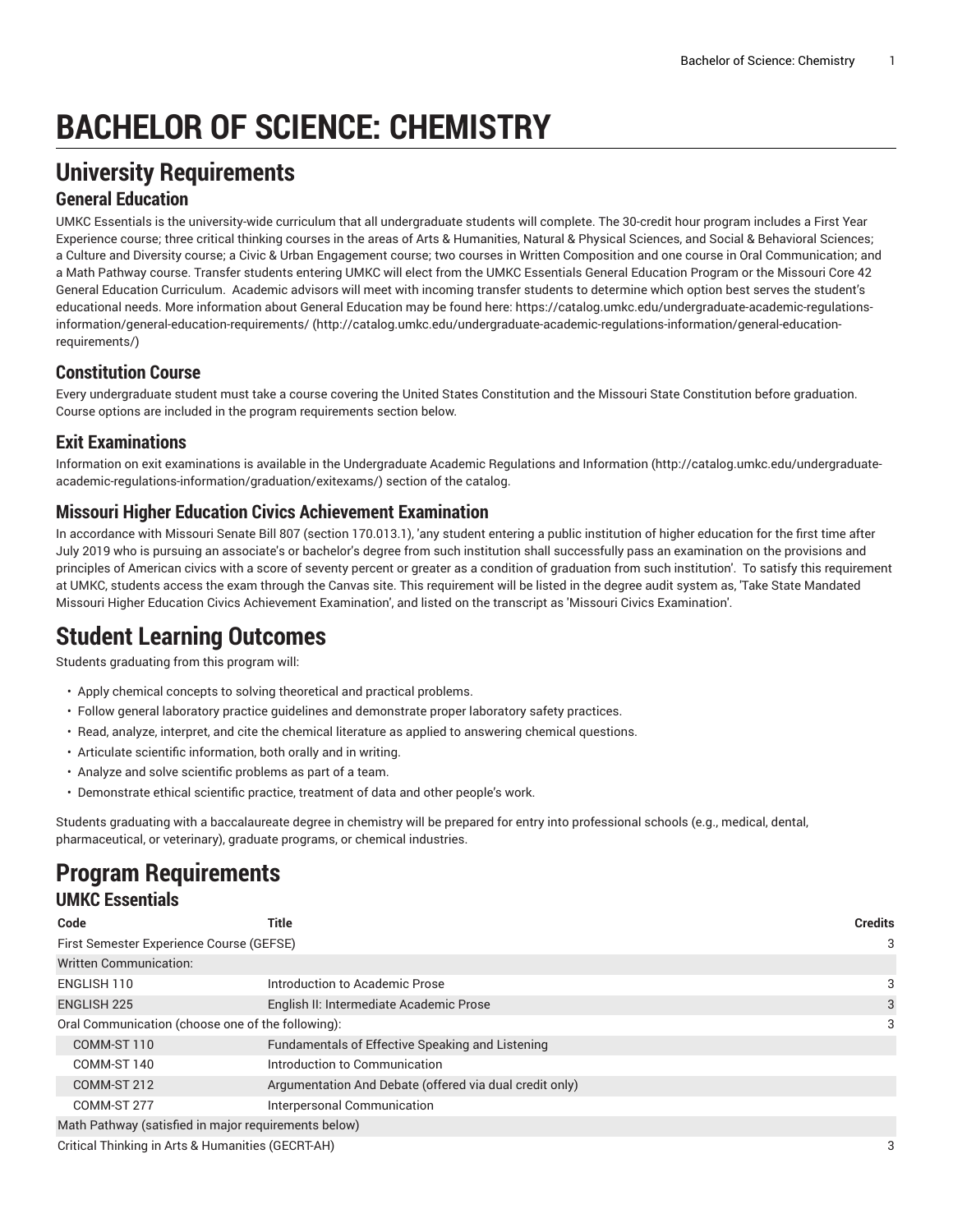# BACHELOR OF SCIENCE: CHEMISTRY

## University Requirements

### General Education

UMKC Essentials is the university-wide curriculum that all undergraduate students will complete. The 30-credit hour program includes a First Year Experience course; three critical thinking courses in the areas of Arts & Humanities, Natural & Physical Sciences, and Social & Behavioral Sciences; a Culture and Diversity course; a Civic & Urban Engagement course; two courses in Written Composition and one course in Oral Communication; and a Math Pathway course. Transfer students entering UMKC will elect from the UMKC Essentials General Education Program or the Missouri Core 42 General Education Curriculum. Academic advisors will meet with incoming transfer students to determine which option best serves the student's educational needs. More information about General Education may be found here: https://catalog.umkc.edu/undergraduate-academic-regulations-information/general-education-requirements/ (http://catalog.umkc.edu/undergraduate-academic-regulations-information/general-education-requirements/)

### Constitution Course

Every undergraduate student must take a course covering the United States Constitution and the Missouri State Constitution before graduation. Course options are included in the program requirements section below.

### Exit Examinations

Information on exit examinations is available in the Undergraduate Academic Regulations and Information (http://catalog.umkc.edu/undergraduate-academic-regulations-information/graduation/exitexams/) section of the catalog.

### Missouri Higher Education Civics Achievement Examination

In accordance with Missouri Senate Bill 807 (section 170.013.1), 'any student entering a public institution of higher education for the first time after July 2019 who is pursuing an associate's or bachelor's degree from such institution shall successfully pass an examination on the provisions and principles of American civics with a score of seventy percent or greater as a condition of graduation from such institution'. To satisfy this requirement at UMKC, students access the exam through the Canvas site. This requirement will be listed in the degree audit system as, 'Take State Mandated Missouri Higher Education Civics Achievement Examination', and listed on the transcript as 'Missouri Civics Examination'.

## Student Learning Outcomes

Students graduating from this program will:

- Apply chemical concepts to solving theoretical and practical problems.
- Follow general laboratory practice guidelines and demonstrate proper laboratory safety practices.
- Read, analyze, interpret, and cite the chemical literature as applied to answering chemical questions.
- Articulate scientific information, both orally and in writing.
- Analyze and solve scientific problems as part of a team.
- Demonstrate ethical scientific practice, treatment of data and other people's work.

Students graduating with a baccalaureate degree in chemistry will be prepared for entry into professional schools (e.g., medical, dental, pharmaceutical, or veterinary), graduate programs, or chemical industries.

## Program Requirements

### UMKC Essentials

| Code | Title | Credits |
|---|---|---|
| First Semester Experience Course (GEFSE) | | 3 |
| Written Communication: | | |
| ENGLISH 110 | Introduction to Academic Prose | 3 |
| ENGLISH 225 | English II: Intermediate Academic Prose | 3 |
| Oral Communication (choose one of the following): | | 3 |
| COMM-ST 110 | Fundamentals of Effective Speaking and Listening | |
| COMM-ST 140 | Introduction to Communication | |
| COMM-ST 212 | Argumentation And Debate (offered via dual credit only) | |
| COMM-ST 277 | Interpersonal Communication | |
| Math Pathway (satisfied in major requirements below) | | |
| Critical Thinking in Arts & Humanities (GECRT-AH) | | 3 |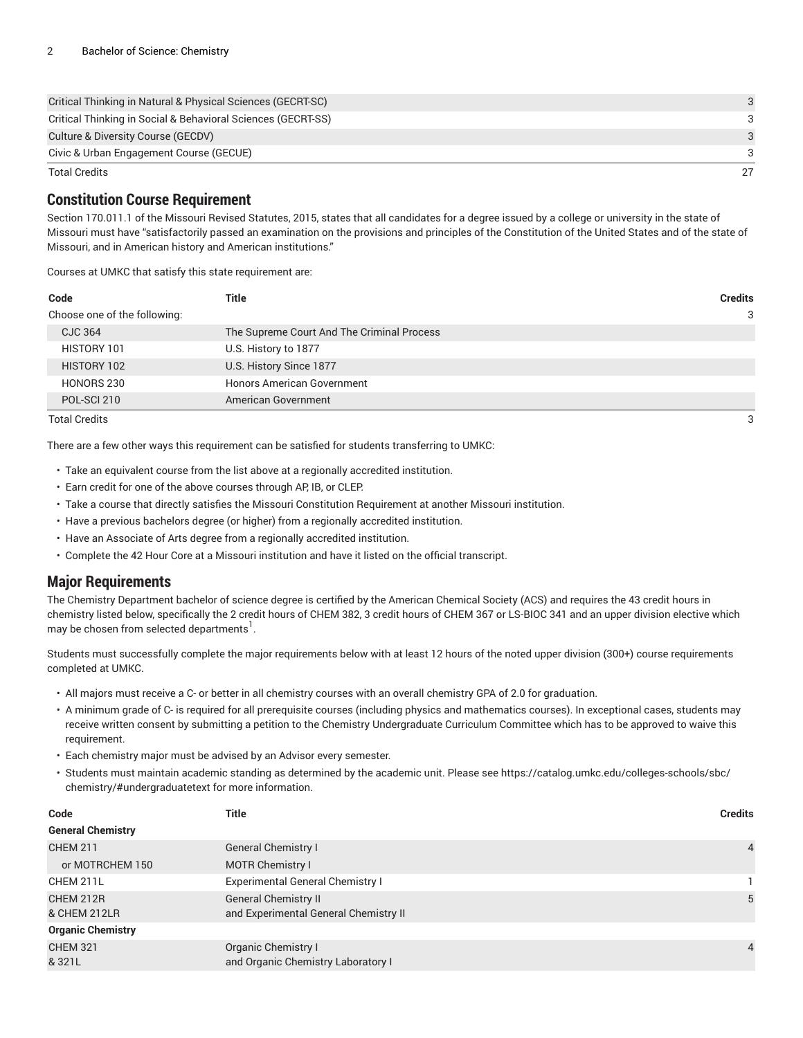| | |
|---|---|
| Critical Thinking in Natural & Physical Sciences (GECRT-SC) | 3 |
| Critical Thinking in Social & Behavioral Sciences (GECRT-SS) | 3 |
| Culture & Diversity Course (GECDV) | 3 |
| Civic & Urban Engagement Course (GECUE) | 3 |
| Total Credits | 27 |

## Constitution Course Requirement

Section 170.011.1 of the Missouri Revised Statutes, 2015, states that all candidates for a degree issued by a college or university in the state of Missouri must have "satisfactorily passed an examination on the provisions and principles of the Constitution of the United States and of the state of Missouri, and in American history and American institutions."

Courses at UMKC that satisfy this state requirement are:

| Code | Title | Credits |
|---|---|---|
| Choose one of the following: | | 3 |
| CJC 364 | The Supreme Court And The Criminal Process | |
| HISTORY 101 | U.S. History to 1877 | |
| HISTORY 102 | U.S. History Since 1877 | |
| HONORS 230 | Honors American Government | |
| POL-SCI 210 | American Government | |
| Total Credits | | 3 |

There are a few other ways this requirement can be satisfied for students transferring to UMKC:

- Take an equivalent course from the list above at a regionally accredited institution.
- Earn credit for one of the above courses through AP, IB, or CLEP.
- Take a course that directly satisfies the Missouri Constitution Requirement at another Missouri institution.
- Have a previous bachelors degree (or higher) from a regionally accredited institution.
- Have an Associate of Arts degree from a regionally accredited institution.
- Complete the 42 Hour Core at a Missouri institution and have it listed on the official transcript.

## Major Requirements

The Chemistry Department bachelor of science degree is certified by the American Chemical Society (ACS) and requires the 43 credit hours in chemistry listed below, specifically the 2 credit hours of CHEM 382, 3 credit hours of CHEM 367 or LS-BIOC 341 and an upper division elective which may be chosen from selected departments[1].

Students must successfully complete the major requirements below with at least 12 hours of the noted upper division (300+) course requirements completed at UMKC.

- All majors must receive a C- or better in all chemistry courses with an overall chemistry GPA of 2.0 for graduation.
- A minimum grade of C- is required for all prerequisite courses (including physics and mathematics courses). In exceptional cases, students may receive written consent by submitting a petition to the Chemistry Undergraduate Curriculum Committee which has to be approved to waive this requirement.
- Each chemistry major must be advised by an Advisor every semester.
- Students must maintain academic standing as determined by the academic unit. Please see https://catalog.umkc.edu/colleges-schools/sbc/chemistry/#undergraduatetext for more information.

| Code | Title | Credits |
|---|---|---|
| **General Chemistry** | | |
| CHEM 211 | General Chemistry I | 4 |
| or MOTRCHEM 150 | MOTR Chemistry I | |
| CHEM 211L | Experimental General Chemistry I | 1 |
| CHEM 212R & CHEM 212LR | General Chemistry II and Experimental General Chemistry II | 5 |
| **Organic Chemistry** | | |
| CHEM 321 & 321L | Organic Chemistry I and Organic Chemistry Laboratory I | 4 |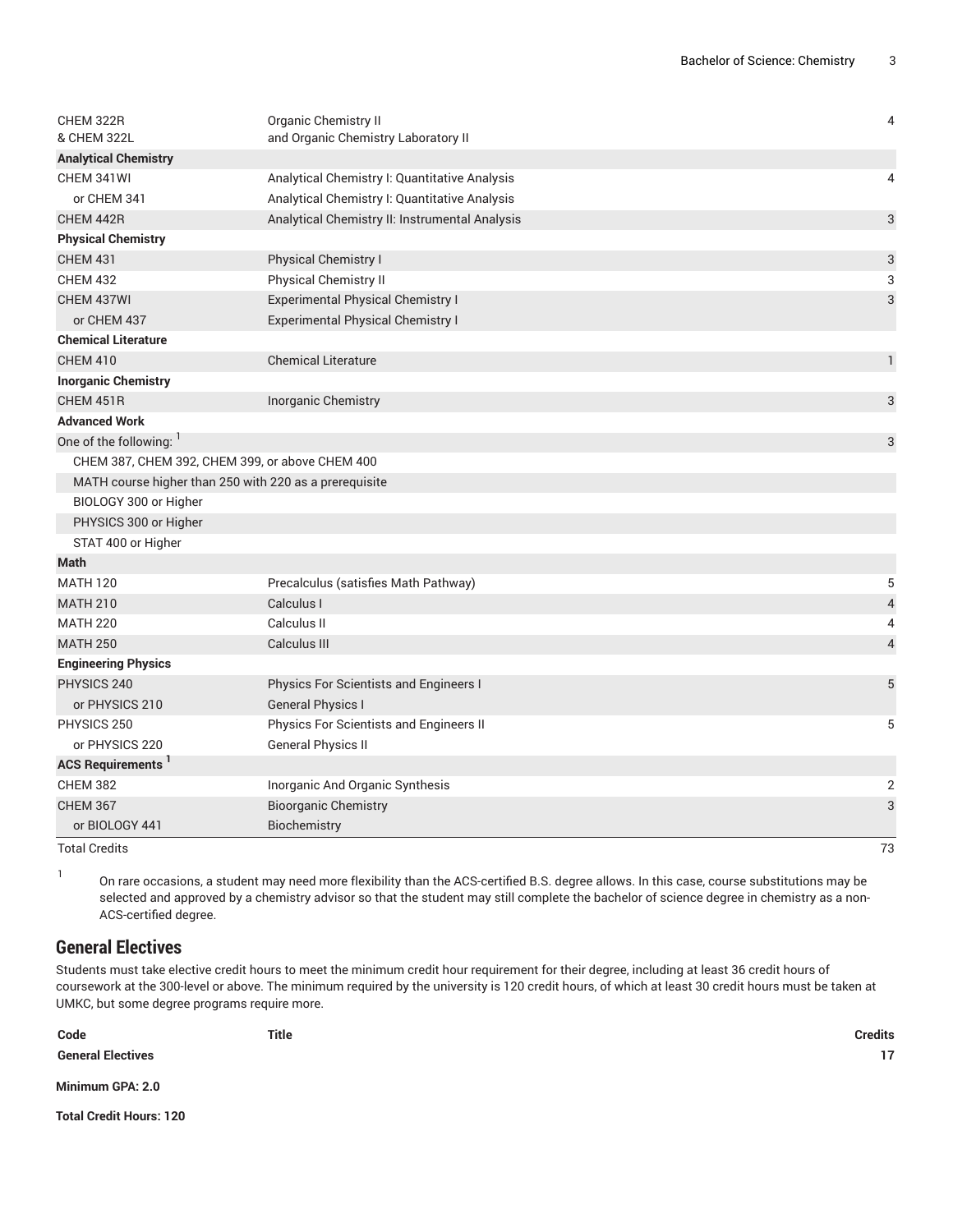| Code | Title | Credits |
|---|---|---|
| CHEM 322R & CHEM 322L | Organic Chemistry II and Organic Chemistry Laboratory II | 4 |
| **Analytical Chemistry** | | |
| CHEM 341WI | Analytical Chemistry I: Quantitative Analysis | 4 |
| or CHEM 341 | Analytical Chemistry I: Quantitative Analysis | |
| CHEM 442R | Analytical Chemistry II: Instrumental Analysis | 3 |
| **Physical Chemistry** | | |
| CHEM 431 | Physical Chemistry I | 3 |
| CHEM 432 | Physical Chemistry II | 3 |
| CHEM 437WI | Experimental Physical Chemistry I | 3 |
| or CHEM 437 | Experimental Physical Chemistry I | |
| **Chemical Literature** | | |
| CHEM 410 | Chemical Literature | 1 |
| **Inorganic Chemistry** | | |
| CHEM 451R | Inorganic Chemistry | 3 |
| **Advanced Work** | | |
| One of the following: [1] | | 3 |
| CHEM 387, CHEM 392, CHEM 399, or above CHEM 400 | | |
| MATH course higher than 250 with 220 as a prerequisite | | |
| BIOLOGY 300 or Higher | | |
| PHYSICS 300 or Higher | | |
| STAT 400 or Higher | | |
| **Math** | | |
| MATH 120 | Precalculus (satisfies Math Pathway) | 5 |
| MATH 210 | Calculus I | 4 |
| MATH 220 | Calculus II | 4 |
| MATH 250 | Calculus III | 4 |
| **Engineering Physics** | | |
| PHYSICS 240 | Physics For Scientists and Engineers I | 5 |
| or PHYSICS 210 | General Physics I | |
| PHYSICS 250 | Physics For Scientists and Engineers II | 5 |
| or PHYSICS 220 | General Physics II | |
| **ACS Requirements** [1] | | |
| CHEM 382 | Inorganic And Organic Synthesis | 2 |
| CHEM 367 | Bioorganic Chemistry | 3 |
| or BIOLOGY 441 | Biochemistry | |
| Total Credits | | 73 |

1. On rare occasions, a student may need more flexibility than the ACS-certified B.S. degree allows. In this case, course substitutions may be selected and approved by a chemistry advisor so that the student may still complete the bachelor of science degree in chemistry as a non-ACS-certified degree.

## General Electives

Students must take elective credit hours to meet the minimum credit hour requirement for their degree, including at least 36 credit hours of coursework at the 300-level or above. The minimum required by the university is 120 credit hours, of which at least 30 credit hours must be taken at UMKC, but some degree programs require more.

| Code | Title | Credits |
|---|---|---|
| **General Electives** | | **17** |

**Minimum GPA: 2.0**

**Total Credit Hours: 120**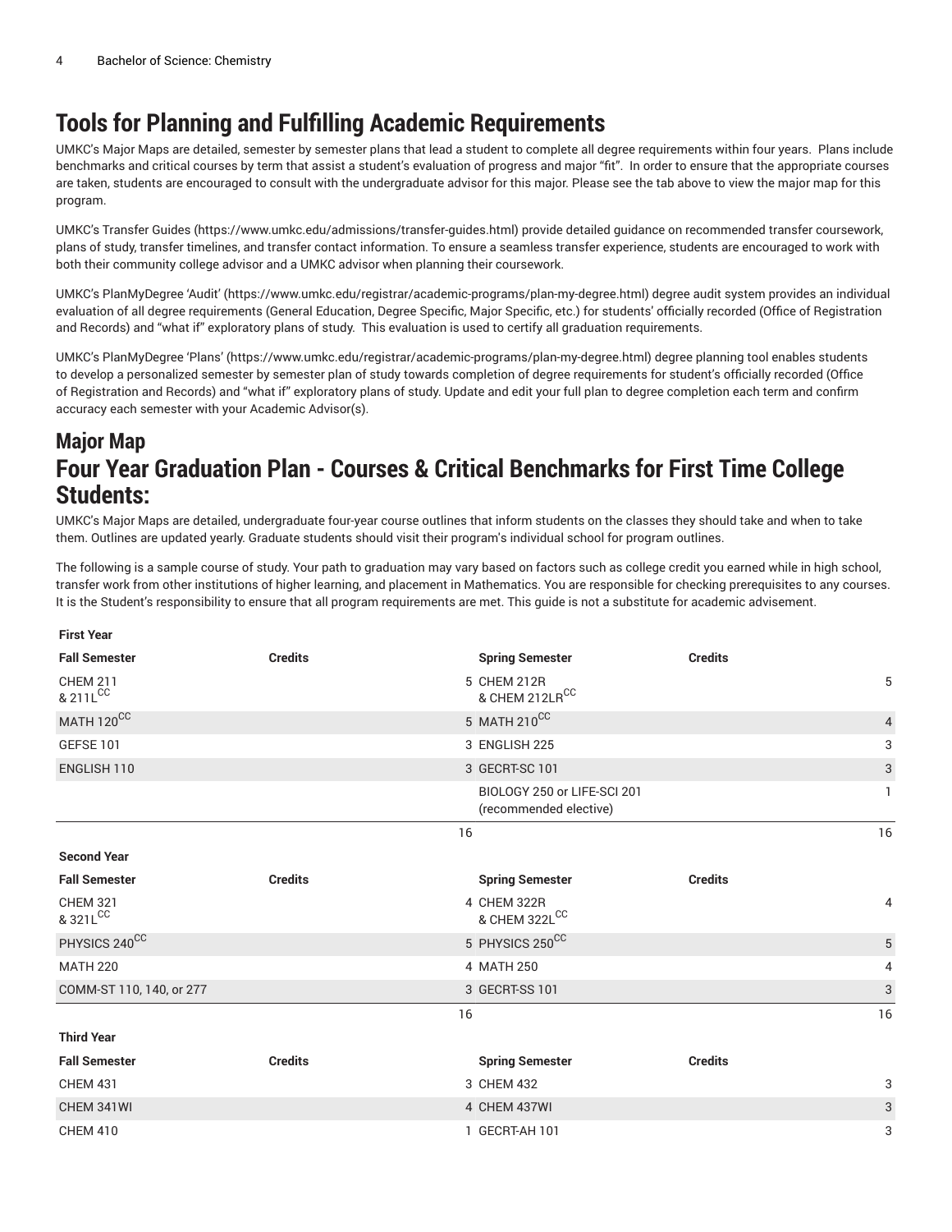# Tools for Planning and Fulfilling Academic Requirements

UMKC's Major Maps are detailed, semester by semester plans that lead a student to complete all degree requirements within four years. Plans include benchmarks and critical courses by term that assist a student's evaluation of progress and major "fit". In order to ensure that the appropriate courses are taken, students are encouraged to consult with the undergraduate advisor for this major. Please see the tab above to view the major map for this program.

UMKC's Transfer Guides (https://www.umkc.edu/admissions/transfer-guides.html) provide detailed guidance on recommended transfer coursework, plans of study, transfer timelines, and transfer contact information. To ensure a seamless transfer experience, students are encouraged to work with both their community college advisor and a UMKC advisor when planning their coursework.

UMKC's PlanMyDegree 'Audit' (https://www.umkc.edu/registrar/academic-programs/plan-my-degree.html) degree audit system provides an individual evaluation of all degree requirements (General Education, Degree Specific, Major Specific, etc.) for students' officially recorded (Office of Registration and Records) and "what if" exploratory plans of study. This evaluation is used to certify all graduation requirements.

UMKC's PlanMyDegree 'Plans' (https://www.umkc.edu/registrar/academic-programs/plan-my-degree.html) degree planning tool enables students to develop a personalized semester by semester plan of study towards completion of degree requirements for student's officially recorded (Office of Registration and Records) and "what if" exploratory plans of study. Update and edit your full plan to degree completion each term and confirm accuracy each semester with your Academic Advisor(s).

## Major Map

## Four Year Graduation Plan - Courses & Critical Benchmarks for First Time College Students:

UMKC's Major Maps are detailed, undergraduate four-year course outlines that inform students on the classes they should take and when to take them. Outlines are updated yearly. Graduate students should visit their program's individual school for program outlines.

The following is a sample course of study. Your path to graduation may vary based on factors such as college credit you earned while in high school, transfer work from other institutions of higher learning, and placement in Mathematics. You are responsible for checking prerequisites to any courses. It is the Student's responsibility to ensure that all program requirements are met. This guide is not a substitute for academic advisement.

| First Year | | | |
|---|---|---|---|
| **Fall Semester** | **Credits** | **Spring Semester** | **Credits** |
| CHEM 211 & 211L[CC] | 5 | CHEM 212R & CHEM 212LR[CC] | 5 |
| MATH 120[CC] | 5 | MATH 210[CC] | 4 |
| GEFSE 101 | 3 | ENGLISH 225 | 3 |
| ENGLISH 110 | 3 | GECRT-SC 101 | 3 |
| | | BIOLOGY 250 or LIFE-SCI 201 (recommended elective) | 1 |
| | 16 | | 16 |
| **Second Year** | | | |
| **Fall Semester** | **Credits** | **Spring Semester** | **Credits** |
| CHEM 321 & 321L[CC] | 4 | CHEM 322R & CHEM 322L[CC] | 4 |
| PHYSICS 240[CC] | 5 | PHYSICS 250[CC] | 5 |
| MATH 220 | 4 | MATH 250 | 4 |
| COMM-ST 110, 140, or 277 | 3 | GECRT-SS 101 | 3 |
| | 16 | | 16 |
| **Third Year** | | | |
| **Fall Semester** | **Credits** | **Spring Semester** | **Credits** |
| CHEM 431 | 3 | CHEM 432 | 3 |
| CHEM 341WI | 4 | CHEM 437WI | 3 |
| CHEM 410 | 1 | GECRT-AH 101 | 3 |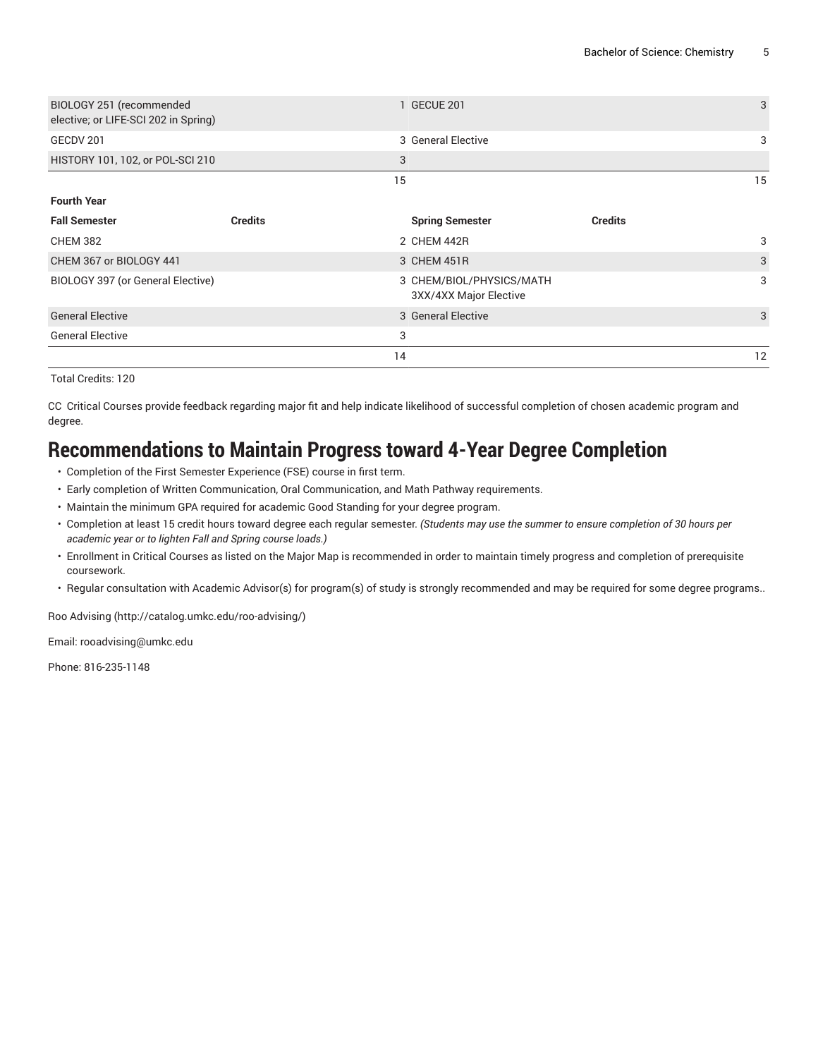| | | | |
|---|---|---|---|
| BIOLOGY 251 (recommended elective; or LIFE-SCI 202 in Spring) | 1 | GECUE 201 | 3 |
| GECDV 201 | 3 | General Elective | 3 |
| HISTORY 101, 102, or POL-SCI 210 | 3 | | |
| | 15 | | 15 |

**Fourth Year**

| Fall Semester | Credits | Spring Semester | Credits |
|---|---|---|---|
| CHEM 382 | 2 | CHEM 442R | 3 |
| CHEM 367 or BIOLOGY 441 | 3 | CHEM 451R | 3 |
| BIOLOGY 397 (or General Elective) | 3 | CHEM/BIOL/PHYSICS/MATH 3XX/4XX Major Elective | 3 |
| General Elective | 3 | General Elective | 3 |
| General Elective | 3 | | |
| | 14 | | 12 |

Total Credits: 120

CC Critical Courses provide feedback regarding major fit and help indicate likelihood of successful completion of chosen academic program and degree.

## Recommendations to Maintain Progress toward 4-Year Degree Completion

- Completion of the First Semester Experience (FSE) course in first term.
- Early completion of Written Communication, Oral Communication, and Math Pathway requirements.
- Maintain the minimum GPA required for academic Good Standing for your degree program.
- Completion at least 15 credit hours toward degree each regular semester. *(Students may use the summer to ensure completion of 30 hours per academic year or to lighten Fall and Spring course loads.)*
- Enrollment in Critical Courses as listed on the Major Map is recommended in order to maintain timely progress and completion of prerequisite coursework.
- Regular consultation with Academic Advisor(s) for program(s) of study is strongly recommended and may be required for some degree programs..

Roo Advising (http://catalog.umkc.edu/roo-advising/)

Email: rooadvising@umkc.edu

Phone: 816-235-1148